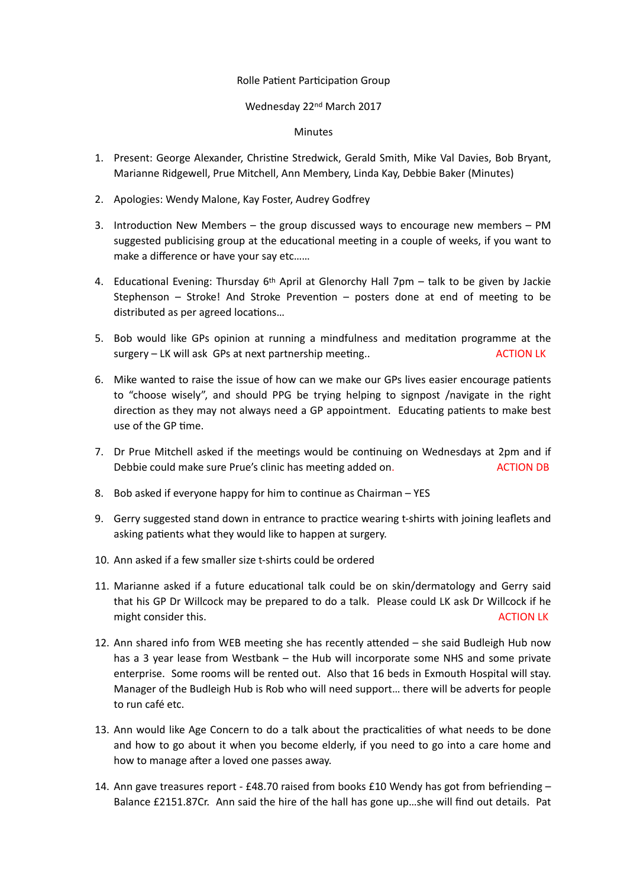Rolle Patient Participation Group

Wednesday 22nd March 2017

Minutes

1. Present: George Alexander, Christine Stredwick, Gerald Smith, Mike Val Davies, Bob Bryant, Marianne Ridgewell, Prue Mitchell, Ann Membery, Linda Kay, Debbie Baker (Minutes)

2. Apologies: Wendy Malone, Kay Foster, Audrey Godfrey

3. Introduction New Members – the group discussed ways to encourage new members – PM suggested publicising group at the educational meeting in a couple of weeks, if you want to make a difference or have your say etc……

4. Educational Evening: Thursday 6th April at Glenorchy Hall 7pm – talk to be given by Jackie Stephenson – Stroke! And Stroke Prevention – posters done at end of meeting to be distributed as per agreed locations…

5. Bob would like GPs opinion at running a mindfulness and meditation programme at the surgery – LK will ask GPs at next partnership meeting.. ACTION LK

6. Mike wanted to raise the issue of how can we make our GPs lives easier encourage patients to "choose wisely", and should PPG be trying helping to signpost /navigate in the right direction as they may not always need a GP appointment. Educating patients to make best use of the GP time.

7. Dr Prue Mitchell asked if the meetings would be continuing on Wednesdays at 2pm and if Debbie could make sure Prue's clinic has meeting added on. ACTION DB

8. Bob asked if everyone happy for him to continue as Chairman – YES

9. Gerry suggested stand down in entrance to practice wearing t-shirts with joining leaflets and asking patients what they would like to happen at surgery.

10. Ann asked if a few smaller size t-shirts could be ordered

11. Marianne asked if a future educational talk could be on skin/dermatology and Gerry said that his GP Dr Willcock may be prepared to do a talk. Please could LK ask Dr Willcock if he might consider this. ACTION LK

12. Ann shared info from WEB meeting she has recently attended – she said Budleigh Hub now has a 3 year lease from Westbank – the Hub will incorporate some NHS and some private enterprise. Some rooms will be rented out. Also that 16 beds in Exmouth Hospital will stay. Manager of the Budleigh Hub is Rob who will need support… there will be adverts for people to run café etc.

13. Ann would like Age Concern to do a talk about the practicalities of what needs to be done and how to go about it when you become elderly, if you need to go into a care home and how to manage after a loved one passes away.

14. Ann gave treasures report - £48.70 raised from books £10 Wendy has got from befriending – Balance £2151.87Cr. Ann said the hire of the hall has gone up…she will find out details. Pat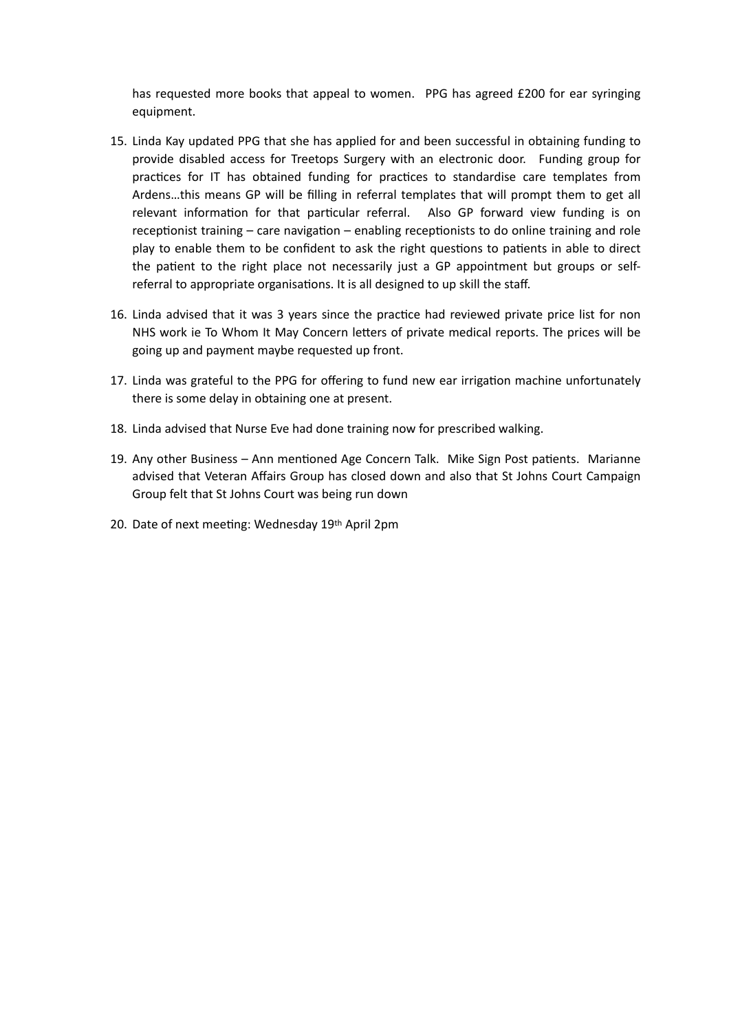has requested more books that appeal to women. PPG has agreed £200 for ear syringing equipment.

15. Linda Kay updated PPG that she has applied for and been successful in obtaining funding to provide disabled access for Treetops Surgery with an electronic door. Funding group for practices for IT has obtained funding for practices to standardise care templates from Ardens…this means GP will be filling in referral templates that will prompt them to get all relevant information for that particular referral. Also GP forward view funding is on receptionist training – care navigation – enabling receptionists to do online training and role play to enable them to be confident to ask the right questions to patients in able to direct the patient to the right place not necessarily just a GP appointment but groups or self-referral to appropriate organisations. It is all designed to up skill the staff.

16. Linda advised that it was 3 years since the practice had reviewed private price list for non NHS work ie To Whom It May Concern letters of private medical reports. The prices will be going up and payment maybe requested up front.

17. Linda was grateful to the PPG for offering to fund new ear irrigation machine unfortunately there is some delay in obtaining one at present.

18. Linda advised that Nurse Eve had done training now for prescribed walking.

19. Any other Business – Ann mentioned Age Concern Talk. Mike Sign Post patients. Marianne advised that Veteran Affairs Group has closed down and also that St Johns Court Campaign Group felt that St Johns Court was being run down

20. Date of next meeting: Wednesday 19th April 2pm